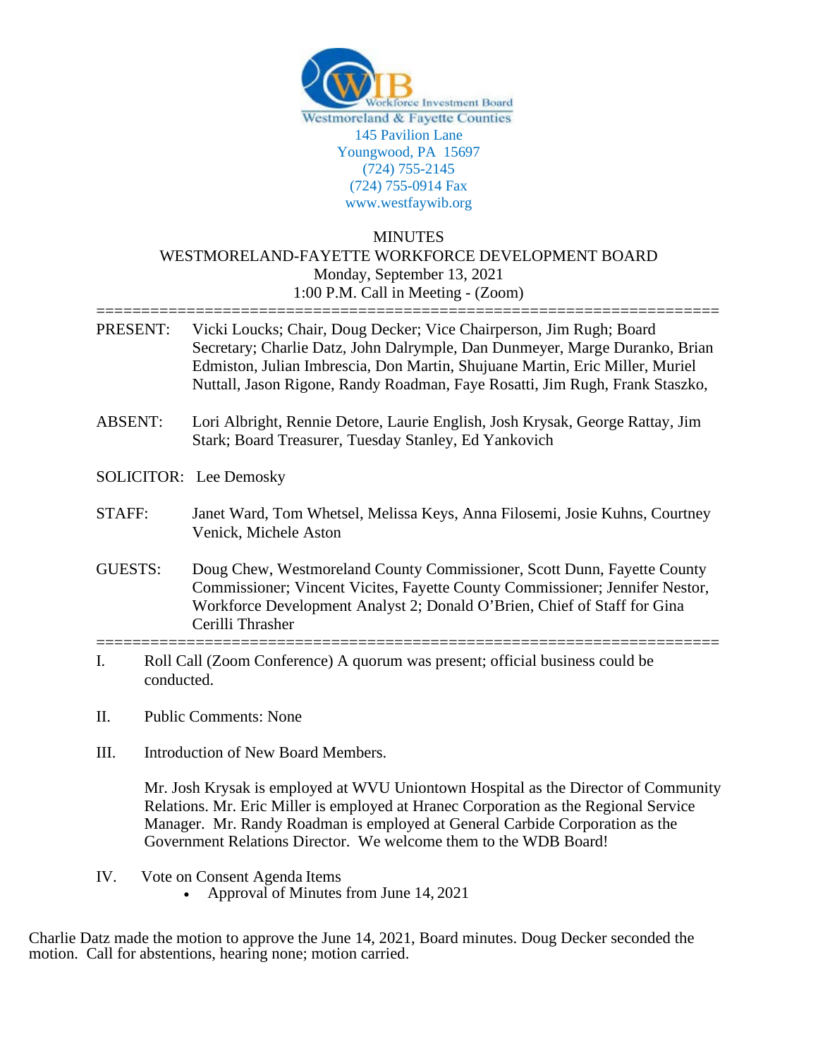Workforce Investment Board
Westmoreland & Fayette Counties
145 Pavilion Lane
Youngwood, PA 15697
(724) 755-2145
(724) 755-0914 Fax
www.westfaywib.org

# MINUTES
## WESTMORELAND-FAYETTE WORKFORCE DEVELOPMENT BOARD
Monday, September 13, 2021
1:00 P.M. Call in Meeting - (Zoom)

---

PRESENT: Vicki Loucks; Chair, Doug Decker; Vice Chairperson, Jim Rugh; Board Secretary; Charlie Datz, John Dalrymple, Dan Dunmeyer, Marge Duranko, Brian Edmiston, Julian Imbrescia, Don Martin, Shujuane Martin, Eric Miller, Muriel Nuttall, Jason Rigone, Randy Roadman, Faye Rosatti, Jim Rugh, Frank Staszko,

ABSENT: Lori Albright, Rennie Detore, Laurie English, Josh Krysak, George Rattay, Jim Stark; Board Treasurer, Tuesday Stanley, Ed Yankovich

SOLICITOR: Lee Demosky

STAFF: Janet Ward, Tom Whetsel, Melissa Keys, Anna Filosemi, Josie Kuhns, Courtney Venick, Michele Aston

GUESTS: Doug Chew, Westmoreland County Commissioner, Scott Dunn, Fayette County Commissioner; Vincent Vicites, Fayette County Commissioner; Jennifer Nestor, Workforce Development Analyst 2; Donald O'Brien, Chief of Staff for Gina Cerilli Thrasher

---

I. Roll Call (Zoom Conference) A quorum was present; official business could be conducted.

II. Public Comments: None

III. Introduction of New Board Members.

Mr. Josh Krysak is employed at WVU Uniontown Hospital as the Director of Community Relations. Mr. Eric Miller is employed at Hranec Corporation as the Regional Service Manager. Mr. Randy Roadman is employed at General Carbide Corporation as the Government Relations Director. We welcome them to the WDB Board!

IV. Vote on Consent Agenda Items
- Approval of Minutes from June 14, 2021

Charlie Datz made the motion to approve the June 14, 2021, Board minutes. Doug Decker seconded the motion. Call for abstentions, hearing none; motion carried.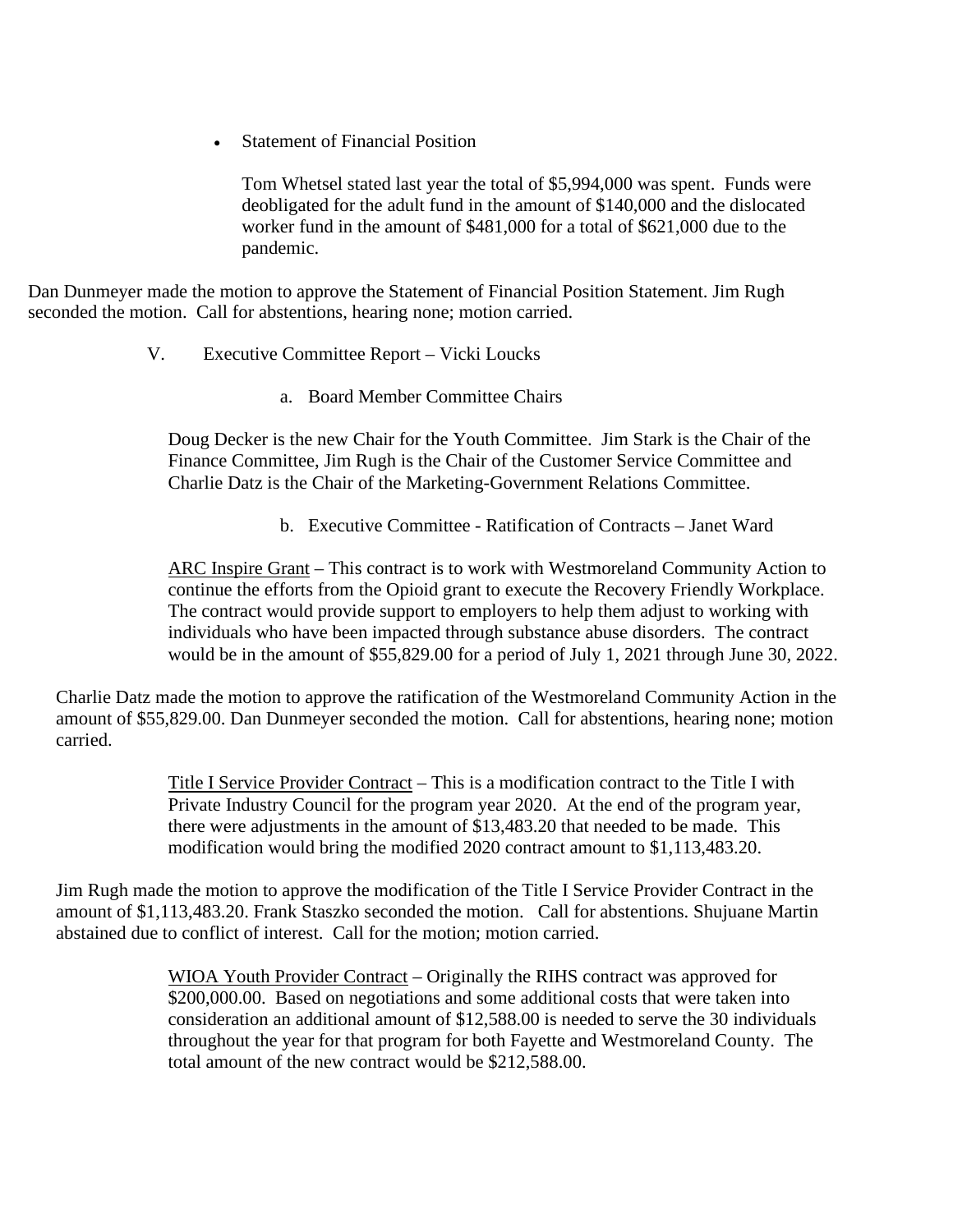- Statement of Financial Position

  Tom Whetsel stated last year the total of $5,994,000 was spent. Funds were deobligated for the adult fund in the amount of $140,000 and the dislocated worker fund in the amount of $481,000 for a total of $621,000 due to the pandemic.

Dan Dunmeyer made the motion to approve the Statement of Financial Position Statement. Jim Rugh seconded the motion. Call for abstentions, hearing none; motion carried.

V. Executive Committee Report – Vicki Loucks

a. Board Member Committee Chairs

Doug Decker is the new Chair for the Youth Committee. Jim Stark is the Chair of the Finance Committee, Jim Rugh is the Chair of the Customer Service Committee and Charlie Datz is the Chair of the Marketing-Government Relations Committee.

b. Executive Committee - Ratification of Contracts – Janet Ward

ARC Inspire Grant – This contract is to work with Westmoreland Community Action to continue the efforts from the Opioid grant to execute the Recovery Friendly Workplace. The contract would provide support to employers to help them adjust to working with individuals who have been impacted through substance abuse disorders. The contract would be in the amount of $55,829.00 for a period of July 1, 2021 through June 30, 2022.

Charlie Datz made the motion to approve the ratification of the Westmoreland Community Action in the amount of $55,829.00. Dan Dunmeyer seconded the motion. Call for abstentions, hearing none; motion carried.

Title I Service Provider Contract – This is a modification contract to the Title I with Private Industry Council for the program year 2020. At the end of the program year, there were adjustments in the amount of $13,483.20 that needed to be made. This modification would bring the modified 2020 contract amount to $1,113,483.20.

Jim Rugh made the motion to approve the modification of the Title I Service Provider Contract in the amount of $1,113,483.20. Frank Staszko seconded the motion. Call for abstentions. Shujuane Martin abstained due to conflict of interest. Call for the motion; motion carried.

WIOA Youth Provider Contract – Originally the RIHS contract was approved for $200,000.00. Based on negotiations and some additional costs that were taken into consideration an additional amount of $12,588.00 is needed to serve the 30 individuals throughout the year for that program for both Fayette and Westmoreland County. The total amount of the new contract would be $212,588.00.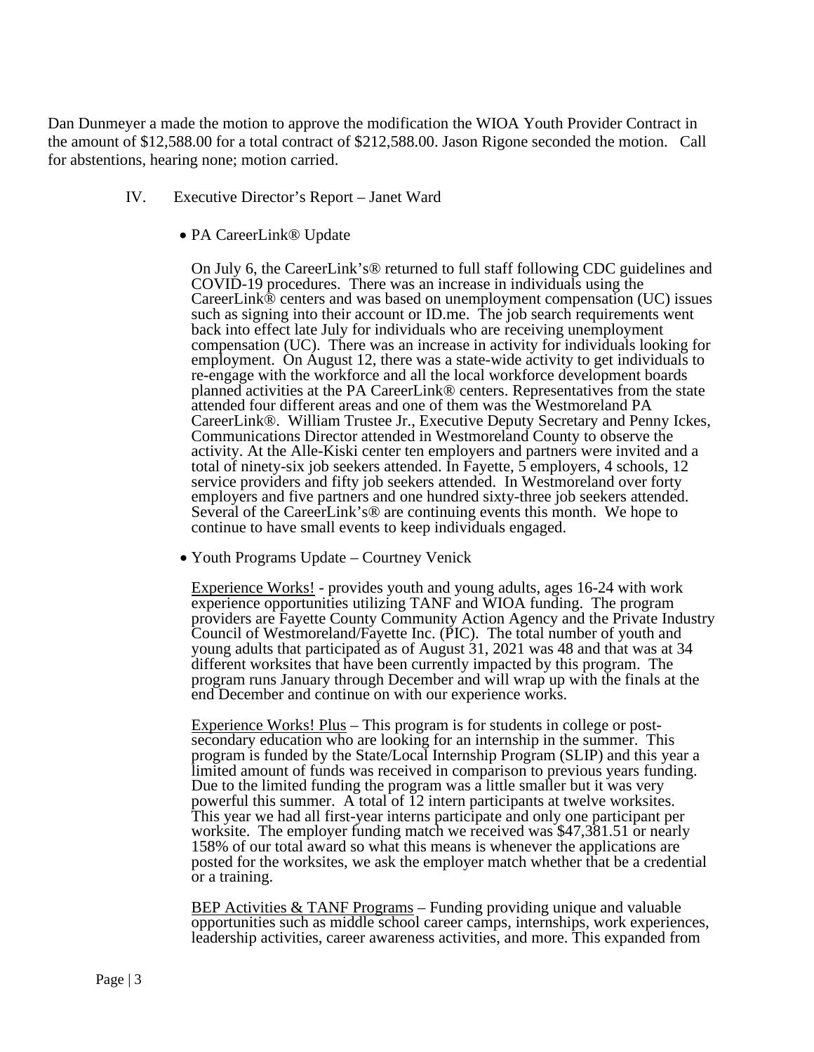Dan Dunmeyer a made the motion to approve the modification the WIOA Youth Provider Contract in the amount of $12,588.00 for a total contract of $212,588.00. Jason Rigone seconded the motion. Call for abstentions, hearing none; motion carried.

IV. Executive Director's Report – Janet Ward

- PA CareerLink® Update

  On July 6, the CareerLink's® returned to full staff following CDC guidelines and COVID-19 procedures. There was an increase in individuals using the CareerLink® centers and was based on unemployment compensation (UC) issues such as signing into their account or ID.me. The job search requirements went back into effect late July for individuals who are receiving unemployment compensation (UC). There was an increase in activity for individuals looking for employment. On August 12, there was a state-wide activity to get individuals to re-engage with the workforce and all the local workforce development boards planned activities at the PA CareerLink® centers. Representatives from the state attended four different areas and one of them was the Westmoreland PA CareerLink®. William Trustee Jr., Executive Deputy Secretary and Penny Ickes, Communications Director attended in Westmoreland County to observe the activity. At the Alle-Kiski center ten employers and partners were invited and a total of ninety-six job seekers attended. In Fayette, 5 employers, 4 schools, 12 service providers and fifty job seekers attended. In Westmoreland over forty employers and five partners and one hundred sixty-three job seekers attended. Several of the CareerLink's® are continuing events this month. We hope to continue to have small events to keep individuals engaged.

- Youth Programs Update – Courtney Venick

  Experience Works! - provides youth and young adults, ages 16-24 with work experience opportunities utilizing TANF and WIOA funding. The program providers are Fayette County Community Action Agency and the Private Industry Council of Westmoreland/Fayette Inc. (PIC). The total number of youth and young adults that participated as of August 31, 2021 was 48 and that was at 34 different worksites that have been currently impacted by this program. The program runs January through December and will wrap up with the finals at the end December and continue on with our experience works.

  Experience Works! Plus – This program is for students in college or post-secondary education who are looking for an internship in the summer. This program is funded by the State/Local Internship Program (SLIP) and this year a limited amount of funds was received in comparison to previous years funding. Due to the limited funding the program was a little smaller but it was very powerful this summer. A total of 12 intern participants at twelve worksites. This year we had all first-year interns participate and only one participant per worksite. The employer funding match we received was $47,381.51 or nearly 158% of our total award so what this means is whenever the applications are posted for the worksites, we ask the employer match whether that be a credential or a training.

  BEP Activities & TANF Programs – Funding providing unique and valuable opportunities such as middle school career camps, internships, work experiences, leadership activities, career awareness activities, and more. This expanded from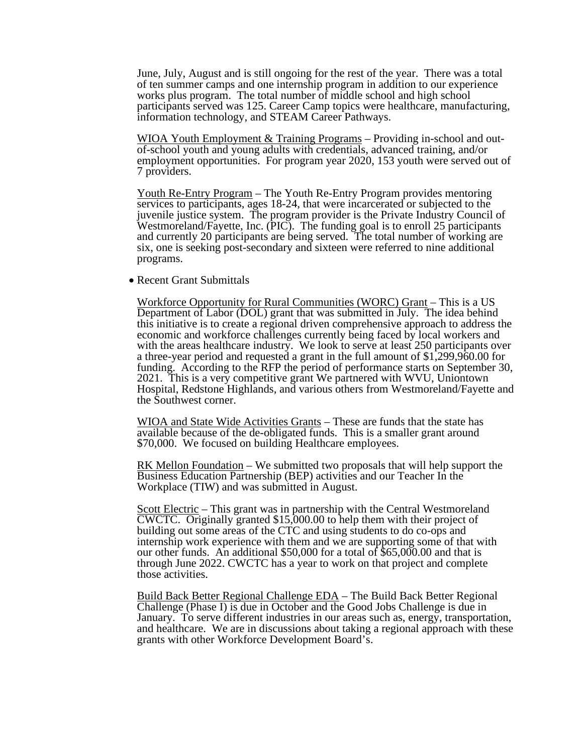June, July, August and is still ongoing for the rest of the year. There was a total of ten summer camps and one internship program in addition to our experience works plus program. The total number of middle school and high school participants served was 125. Career Camp topics were healthcare, manufacturing, information technology, and STEAM Career Pathways.

<u>WIOA Youth Employment & Training Programs</u> – Providing in-school and out-of-school youth and young adults with credentials, advanced training, and/or employment opportunities. For program year 2020, 153 youth were served out of 7 providers.

<u>Youth Re-Entry Program</u> – The Youth Re-Entry Program provides mentoring services to participants, ages 18-24, that were incarcerated or subjected to the juvenile justice system. The program provider is the Private Industry Council of Westmoreland/Fayette, Inc. (PIC). The funding goal is to enroll 25 participants and currently 20 participants are being served. The total number of working are six, one is seeking post-secondary and sixteen were referred to nine additional programs.

- Recent Grant Submittals

<u>Workforce Opportunity for Rural Communities (WORC) Grant</u> – This is a US Department of Labor (DOL) grant that was submitted in July. The idea behind this initiative is to create a regional driven comprehensive approach to address the economic and workforce challenges currently being faced by local workers and with the areas healthcare industry. We look to serve at least 250 participants over a three-year period and requested a grant in the full amount of $1,299,960.00 for funding. According to the RFP the period of performance starts on September 30, 2021. This is a very competitive grant We partnered with WVU, Uniontown Hospital, Redstone Highlands, and various others from Westmoreland/Fayette and the Southwest corner.

<u>WIOA and State Wide Activities Grants</u> – These are funds that the state has available because of the de-obligated funds. This is a smaller grant around $70,000. We focused on building Healthcare employees.

<u>RK Mellon Foundation</u> – We submitted two proposals that will help support the Business Education Partnership (BEP) activities and our Teacher In the Workplace (TIW) and was submitted in August.

<u>Scott Electric</u> – This grant was in partnership with the Central Westmoreland CWCTC. Originally granted $15,000.00 to help them with their project of building out some areas of the CTC and using students to do co-ops and internship work experience with them and we are supporting some of that with our other funds. An additional $50,000 for a total of $65,000.00 and that is through June 2022. CWCTC has a year to work on that project and complete those activities.

<u>Build Back Better Regional Challenge EDA</u> – The Build Back Better Regional Challenge (Phase I) is due in October and the Good Jobs Challenge is due in January. To serve different industries in our areas such as, energy, transportation, and healthcare. We are in discussions about taking a regional approach with these grants with other Workforce Development Board's.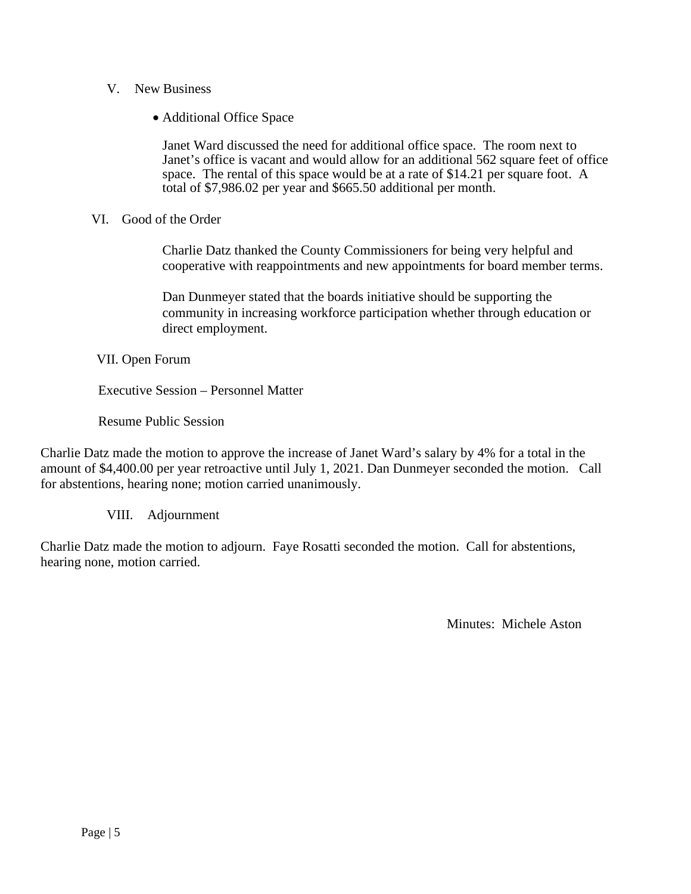V. New Business

- Additional Office Space

  Janet Ward discussed the need for additional office space. The room next to Janet's office is vacant and would allow for an additional 562 square feet of office space. The rental of this space would be at a rate of $14.21 per square foot. A total of $7,986.02 per year and $665.50 additional per month.

VI. Good of the Order

Charlie Datz thanked the County Commissioners for being very helpful and cooperative with reappointments and new appointments for board member terms.

Dan Dunmeyer stated that the boards initiative should be supporting the community in increasing workforce participation whether through education or direct employment.

VII. Open Forum

Executive Session – Personnel Matter

Resume Public Session

Charlie Datz made the motion to approve the increase of Janet Ward's salary by 4% for a total in the amount of $4,400.00 per year retroactive until July 1, 2021. Dan Dunmeyer seconded the motion. Call for abstentions, hearing none; motion carried unanimously.

VIII. Adjournment

Charlie Datz made the motion to adjourn. Faye Rosatti seconded the motion. Call for abstentions, hearing none, motion carried.

Minutes: Michele Aston